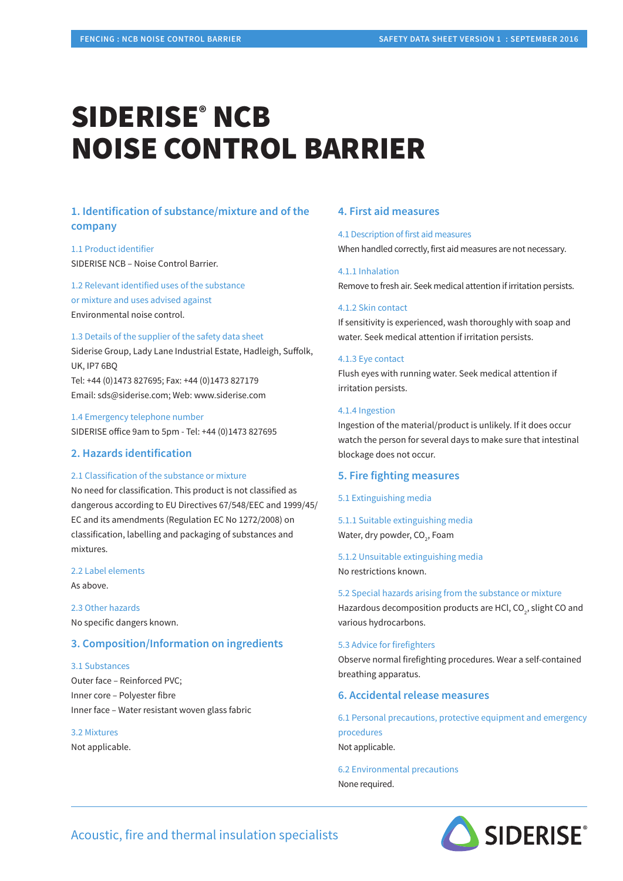# SIDERISE® NCB NOISE CONTROL BARRIER

## 1. Identification of substance/mixture and of the company

### 1.1 Product identifier

SIDERISE NCB – Noise Control Barrier.

### 1.2 Relevant identified uses of the substance or mixture and uses advised against

Environmental noise control.

### 1.3 Details of the supplier of the safety data sheet

Siderise Group, Lady Lane Industrial Estate, Hadleigh, Suffolk, UK, IP7 6BQ
Tel: +44 (0)1473 827695; Fax: +44 (0)1473 827179
Email: sds@siderise.com; Web: www.siderise.com

### 1.4 Emergency telephone number

SIDERISE office 9am to 5pm - Tel: +44 (0)1473 827695

## 2. Hazards identification

### 2.1 Classification of the substance or mixture

No need for classification. This product is not classified as dangerous according to EU Directives 67/548/EEC and 1999/45/EC and its amendments (Regulation EC No 1272/2008) on classification, labelling and packaging of substances and mixtures.

### 2.2 Label elements

As above.

### 2.3 Other hazards

No specific dangers known.

## 3. Composition/Information on ingredients

### 3.1 Substances

Outer face – Reinforced PVC;
Inner core – Polyester fibre
Inner face – Water resistant woven glass fabric

### 3.2 Mixtures

Not applicable.

## 4. First aid measures

### 4.1 Description of first aid measures

When handled correctly, first aid measures are not necessary.

### 4.1.1 Inhalation

Remove to fresh air. Seek medical attention if irritation persists.

### 4.1.2 Skin contact

If sensitivity is experienced, wash thoroughly with soap and water. Seek medical attention if irritation persists.

### 4.1.3 Eye contact

Flush eyes with running water. Seek medical attention if irritation persists.

### 4.1.4 Ingestion

Ingestion of the material/product is unlikely. If it does occur watch the person for several days to make sure that intestinal blockage does not occur.

## 5. Fire fighting measures

### 5.1 Extinguishing media

### 5.1.1 Suitable extinguishing media

Water, dry powder, $CO_2$, Foam

### 5.1.2 Unsuitable extinguishing media

No restrictions known.

### 5.2 Special hazards arising from the substance or mixture

Hazardous decomposition products are HCl, $CO_2$, slight CO and various hydrocarbons.

### 5.3 Advice for firefighters

Observe normal firefighting procedures. Wear a self-contained breathing apparatus.

## 6. Accidental release measures

### 6.1 Personal precautions, protective equipment and emergency procedures

Not applicable.

### 6.2 Environmental precautions

None required.

Acoustic, fire and thermal insulation specialists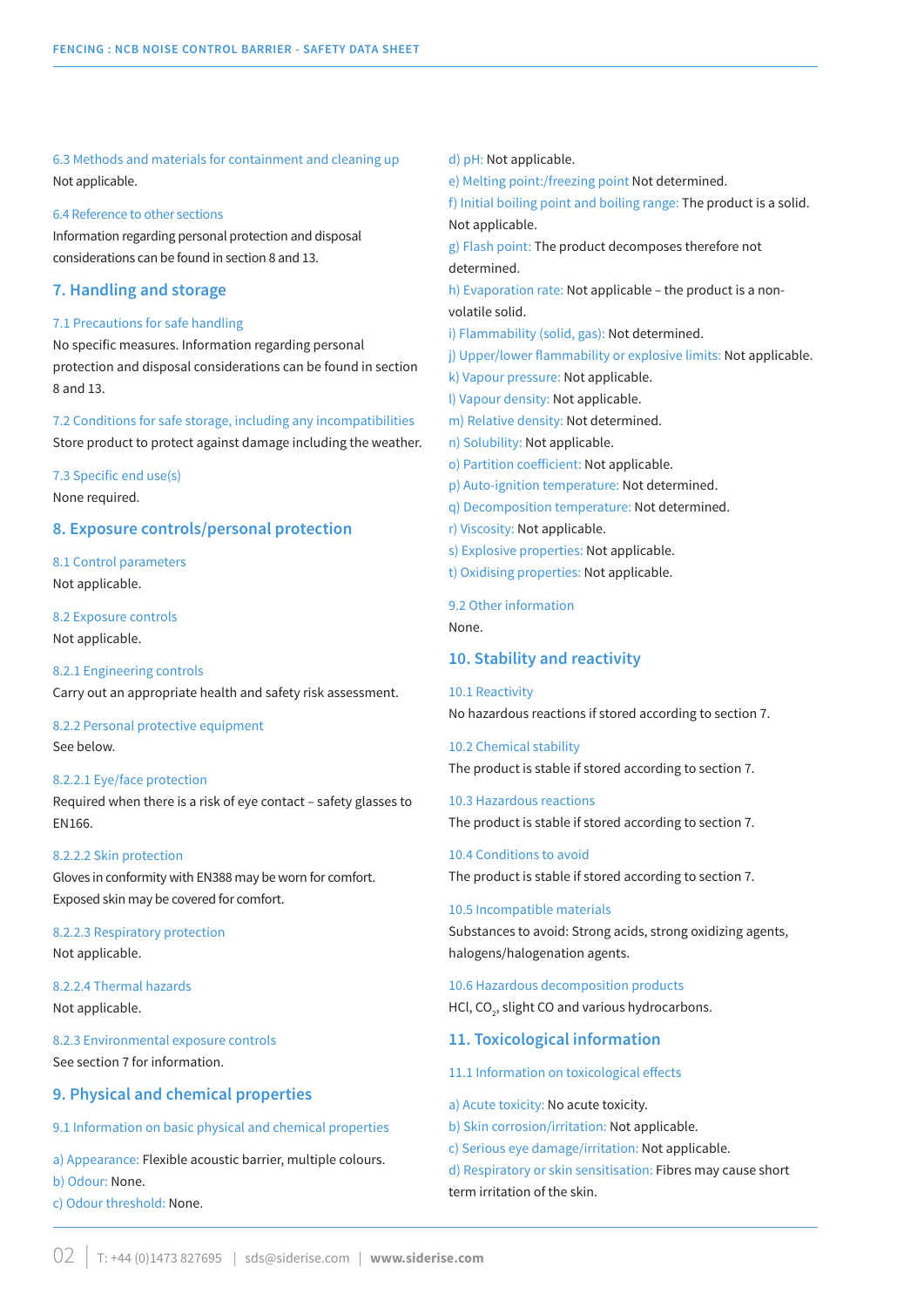### 6.3 Methods and materials for containment and cleaning up

Not applicable.

### 6.4 Reference to other sections

Information regarding personal protection and disposal considerations can be found in section 8 and 13.

## 7. Handling and storage

### 7.1 Precautions for safe handling

No specific measures. Information regarding personal protection and disposal considerations can be found in section 8 and 13.

### 7.2 Conditions for safe storage, including any incompatibilities

Store product to protect against damage including the weather.

### 7.3 Specific end use(s)

None required.

## 8. Exposure controls/personal protection

### 8.1 Control parameters

Not applicable.

### 8.2 Exposure controls

Not applicable.

### 8.2.1 Engineering controls

Carry out an appropriate health and safety risk assessment.

### 8.2.2 Personal protective equipment

See below.

### 8.2.2.1 Eye/face protection

Required when there is a risk of eye contact – safety glasses to EN166.

### 8.2.2.2 Skin protection

Gloves in conformity with EN388 may be worn for comfort. Exposed skin may be covered for comfort.

### 8.2.2.3 Respiratory protection

Not applicable.

### 8.2.2.4 Thermal hazards

Not applicable.

### 8.2.3 Environmental exposure controls

See section 7 for information.

## 9. Physical and chemical properties

### 9.1 Information on basic physical and chemical properties

a) Appearance: Flexible acoustic barrier, multiple colours.
b) Odour: None.
c) Odour threshold: None.
d) pH: Not applicable.
e) Melting point:/freezing point Not determined.
f) Initial boiling point and boiling range: The product is a solid. Not applicable.
g) Flash point: The product decomposes therefore not determined.
h) Evaporation rate: Not applicable – the product is a non-volatile solid.
i) Flammability (solid, gas): Not determined.
j) Upper/lower flammability or explosive limits: Not applicable.
k) Vapour pressure: Not applicable.
l) Vapour density: Not applicable.
m) Relative density: Not determined.
n) Solubility: Not applicable.
o) Partition coefficient: Not applicable.
p) Auto-ignition temperature: Not determined.
q) Decomposition temperature: Not determined.
r) Viscosity: Not applicable.
s) Explosive properties: Not applicable.
t) Oxidising properties: Not applicable.

### 9.2 Other information

None.

## 10. Stability and reactivity

### 10.1 Reactivity

No hazardous reactions if stored according to section 7.

### 10.2 Chemical stability

The product is stable if stored according to section 7.

### 10.3 Hazardous reactions

The product is stable if stored according to section 7.

### 10.4 Conditions to avoid

The product is stable if stored according to section 7.

### 10.5 Incompatible materials

Substances to avoid: Strong acids, strong oxidizing agents, halogens/halogenation agents.

### 10.6 Hazardous decomposition products

HCl, $CO_2$, slight CO and various hydrocarbons.

## 11. Toxicological information

### 11.1 Information on toxicological effects

a) Acute toxicity: No acute toxicity.
b) Skin corrosion/irritation: Not applicable.
c) Serious eye damage/irritation: Not applicable.
d) Respiratory or skin sensitisation: Fibres may cause short term irritation of the skin.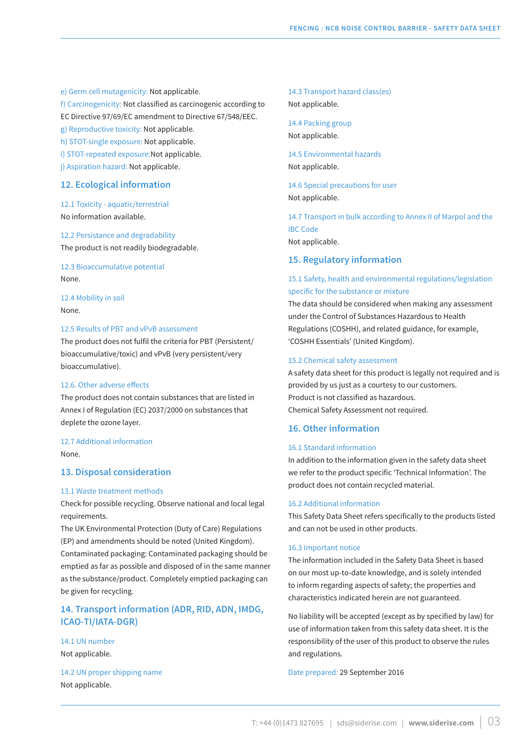e) Germ cell mutagenicity: Not applicable.
f) Carcinogenicity: Not classified as carcinogenic according to EC Directive 97/69/EC amendment to Directive 67/548/EEC.
g) Reproductive toxicity: Not applicable.
h) STOT-single exposure: Not applicable.
i) STOT-repeated exposure:Not applicable.
j) Aspiration hazard: Not applicable.

## 12. Ecological information

### 12.1 Toxicity - aquatic/terrestrial

No information available.

### 12.2 Persistance and degradability

The product is not readily biodegradable.

### 12.3 Bioaccumulative potential

None.

### 12.4 Mobility in soil

None.

### 12.5 Results of PBT and vPvB assessment

The product does not fulfil the criteria for PBT (Persistent/bioaccumulative/toxic) and vPvB (very persistent/very bioaccumulative).

### 12.6. Other adverse effects

The product does not contain substances that are listed in Annex I of Regulation (EC) 2037/2000 on substances that deplete the ozone layer.

### 12.7 Additional information

None.

## 13. Disposal consideration

### 13.1 Waste treatment methods

Check for possible recycling. Observe national and local legal requirements.
The UK Environmental Protection (Duty of Care) Regulations (EP) and amendments should be noted (United Kingdom).
Contaminated packaging: Contaminated packaging should be emptied as far as possible and disposed of in the same manner as the substance/product. Completely emptied packaging can be given for recycling.

## 14. Transport information (ADR, RID, ADN, IMDG, ICAO-TI/IATA-DGR)

### 14.1 UN number

Not applicable.

### 14.2 UN proper shipping name

Not applicable.

### 14.3 Transport hazard class(es)

Not applicable.

### 14.4 Packing group

Not applicable.

### 14.5 Environmental hazards

Not applicable.

### 14.6 Special precautions for user

Not applicable.

### 14.7 Transport in bulk according to Annex II of Marpol and the IBC Code

Not applicable.

## 15. Regulatory information

### 15.1 Safety, health and environmental regulations/legislation specific for the substance or mixture

The data should be considered when making any assessment under the Control of Substances Hazardous to Health Regulations (COSHH), and related guidance, for example, 'COSHH Essentials' (United Kingdom).

### 15.2 Chemical safety assessment

A safety data sheet for this product is legally not required and is provided by us just as a courtesy to our customers.
Product is not classified as hazardous.
Chemical Safety Assessment not required.

## 16. Other information

### 16.1 Standard information

In addition to the information given in the safety data sheet we refer to the product specific 'Technical Information'. The product does not contain recycled material.

### 16.2 Additional information

This Safety Data Sheet refers specifically to the products listed and can not be used in other products.

### 16.3 Important notice

The information included in the Safety Data Sheet is based on our most up-to-date knowledge, and is solely intended to inform regarding aspects of safety; the properties and characteristics indicated herein are not guaranteed.

No liability will be accepted (except as by specified by law) for use of information taken from this safety data sheet. It is the responsibility of the user of this product to observe the rules and regulations.

Date prepared: 29 September 2016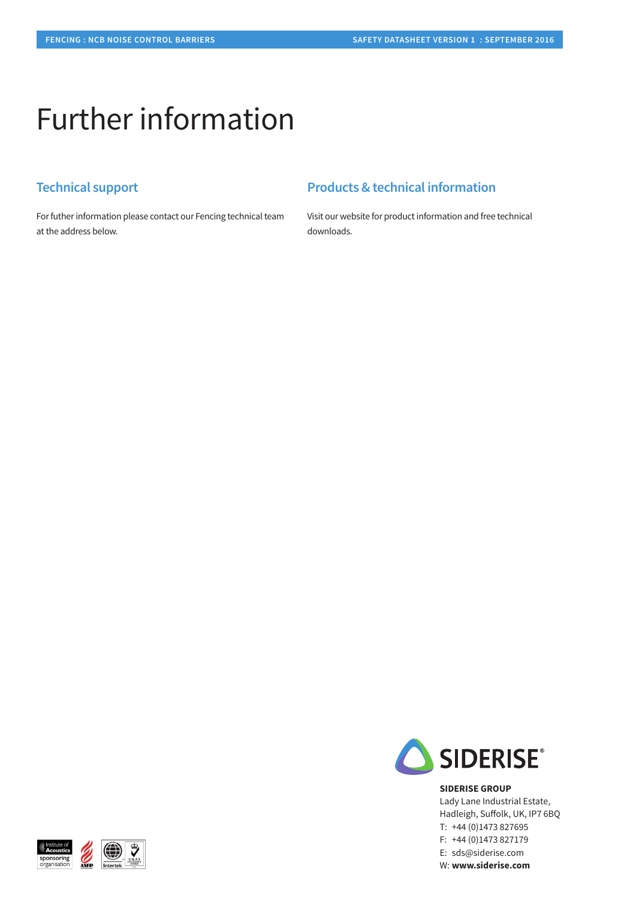# Further information

## Technical support

For futher information please contact our Fencing technical team at the address below.

## Products & technical information

Visit our website for product information and free technical downloads.

SIDERISE®

**SIDERISE GROUP**
Lady Lane Industrial Estate,
Hadleigh, Suffolk, UK, IP7 6BQ
T: +44 (0)1473 827695
F: +44 (0)1473 827179
E: sds@siderise.com
W: **www.siderise.com**

Institute of Acoustics sponsoring organisation